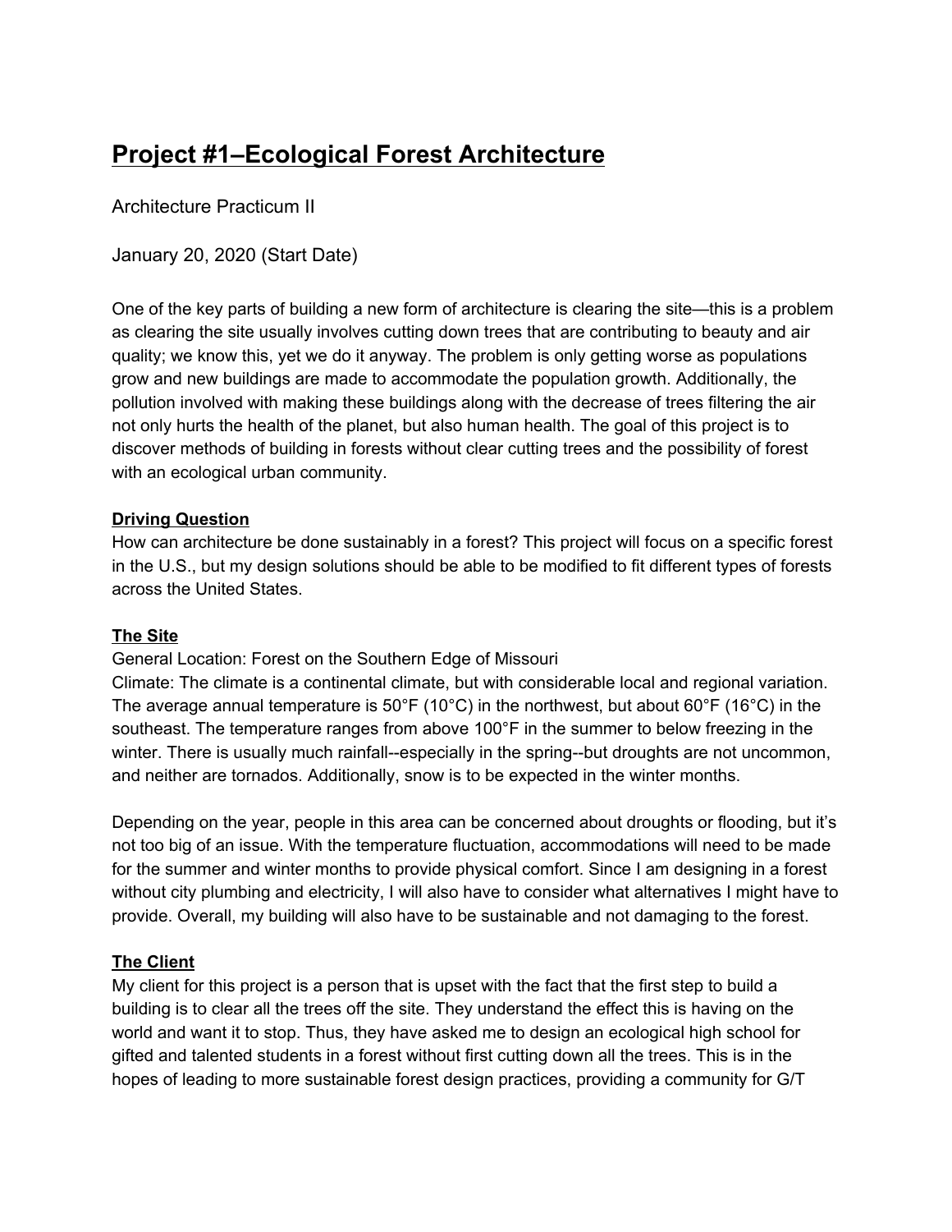# Project #1–Ecological Forest Architecture

Architecture Practicum II

January 20, 2020 (Start Date)

One of the key parts of building a new form of architecture is clearing the site—this is a problem as clearing the site usually involves cutting down trees that are contributing to beauty and air quality; we know this, yet we do it anyway. The problem is only getting worse as populations grow and new buildings are made to accommodate the population growth. Additionally, the pollution involved with making these buildings along with the decrease of trees filtering the air not only hurts the health of the planet, but also human health. The goal of this project is to discover methods of building in forests without clear cutting trees and the possibility of forest with an ecological urban community.

## Driving Question

How can architecture be done sustainably in a forest? This project will focus on a specific forest in the U.S., but my design solutions should be able to be modified to fit different types of forests across the United States.

## The Site

General Location: Forest on the Southern Edge of Missouri
Climate: The climate is a continental climate, but with considerable local and regional variation. The average annual temperature is 50°F (10°C) in the northwest, but about 60°F (16°C) in the southeast. The temperature ranges from above 100°F in the summer to below freezing in the winter. There is usually much rainfall--especially in the spring--but droughts are not uncommon, and neither are tornados. Additionally, snow is to be expected in the winter months.

Depending on the year, people in this area can be concerned about droughts or flooding, but it's not too big of an issue. With the temperature fluctuation, accommodations will need to be made for the summer and winter months to provide physical comfort. Since I am designing in a forest without city plumbing and electricity, I will also have to consider what alternatives I might have to provide. Overall, my building will also have to be sustainable and not damaging to the forest.

## The Client

My client for this project is a person that is upset with the fact that the first step to build a building is to clear all the trees off the site. They understand the effect this is having on the world and want it to stop. Thus, they have asked me to design an ecological high school for gifted and talented students in a forest without first cutting down all the trees. This is in the hopes of leading to more sustainable forest design practices, providing a community for G/T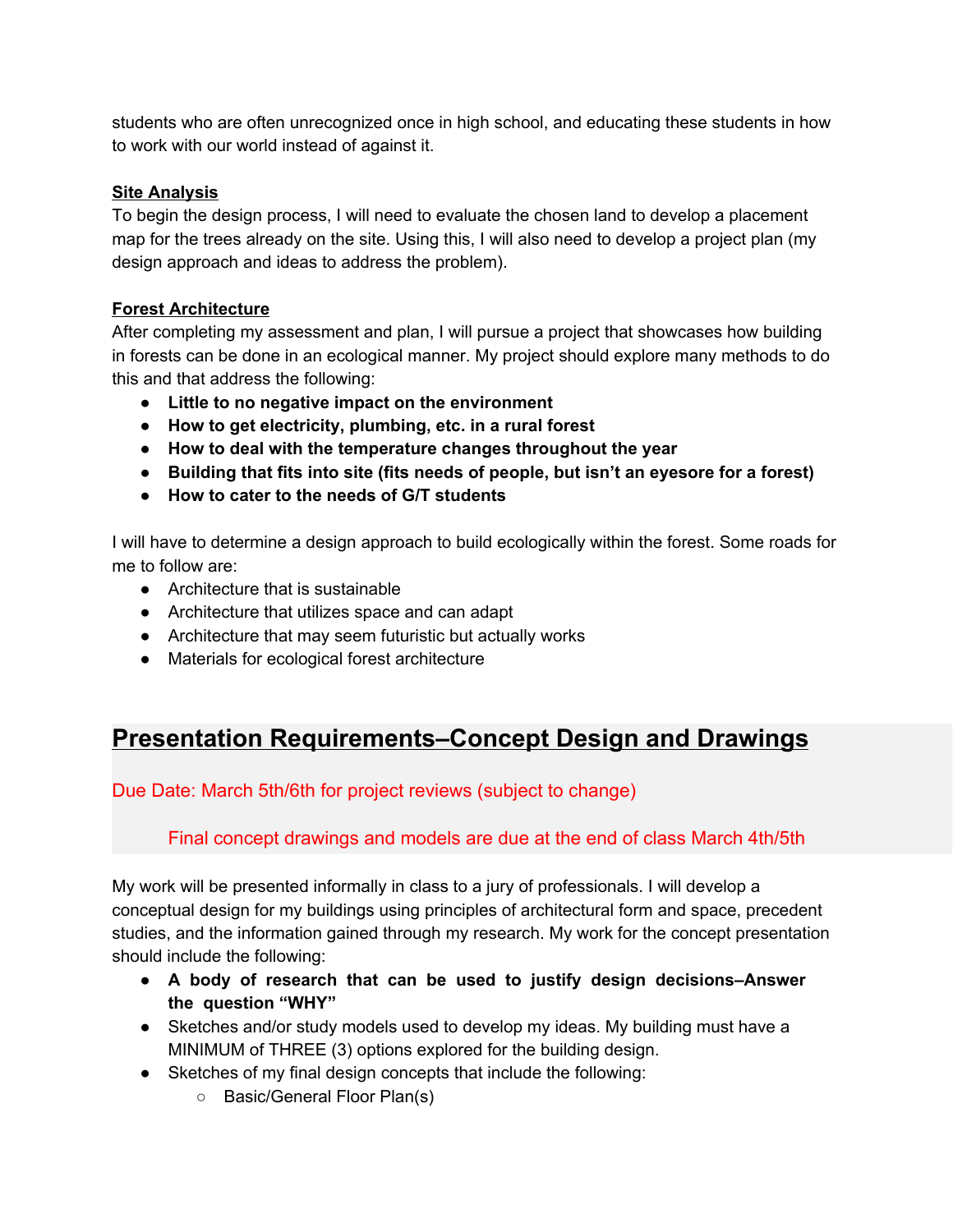students who are often unrecognized once in high school, and educating these students in how to work with our world instead of against it.

**Site Analysis**

To begin the design process, I will need to evaluate the chosen land to develop a placement map for the trees already on the site. Using this, I will also need to develop a project plan (my design approach and ideas to address the problem).

**Forest Architecture**

After completing my assessment and plan, I will pursue a project that showcases how building in forests can be done in an ecological manner. My project should explore many methods to do this and that address the following:

- **Little to no negative impact on the environment**
- **How to get electricity, plumbing, etc. in a rural forest**
- **How to deal with the temperature changes throughout the year**
- **Building that fits into site (fits needs of people, but isn't an eyesore for a forest)**
- **How to cater to the needs of G/T students**

I will have to determine a design approach to build ecologically within the forest. Some roads for me to follow are:

- Architecture that is sustainable
- Architecture that utilizes space and can adapt
- Architecture that may seem futuristic but actually works
- Materials for ecological forest architecture

## Presentation Requirements–Concept Design and Drawings

Due Date: March 5th/6th for project reviews (subject to change)

Final concept drawings and models are due at the end of class March 4th/5th

My work will be presented informally in class to a jury of professionals. I will develop a conceptual design for my buildings using principles of architectural form and space, precedent studies, and the information gained through my research. My work for the concept presentation should include the following:

- **A body of research that can be used to justify design decisions–Answer the question "WHY"**
- Sketches and/or study models used to develop my ideas. My building must have a MINIMUM of THREE (3) options explored for the building design.
- Sketches of my final design concepts that include the following:
  - Basic/General Floor Plan(s)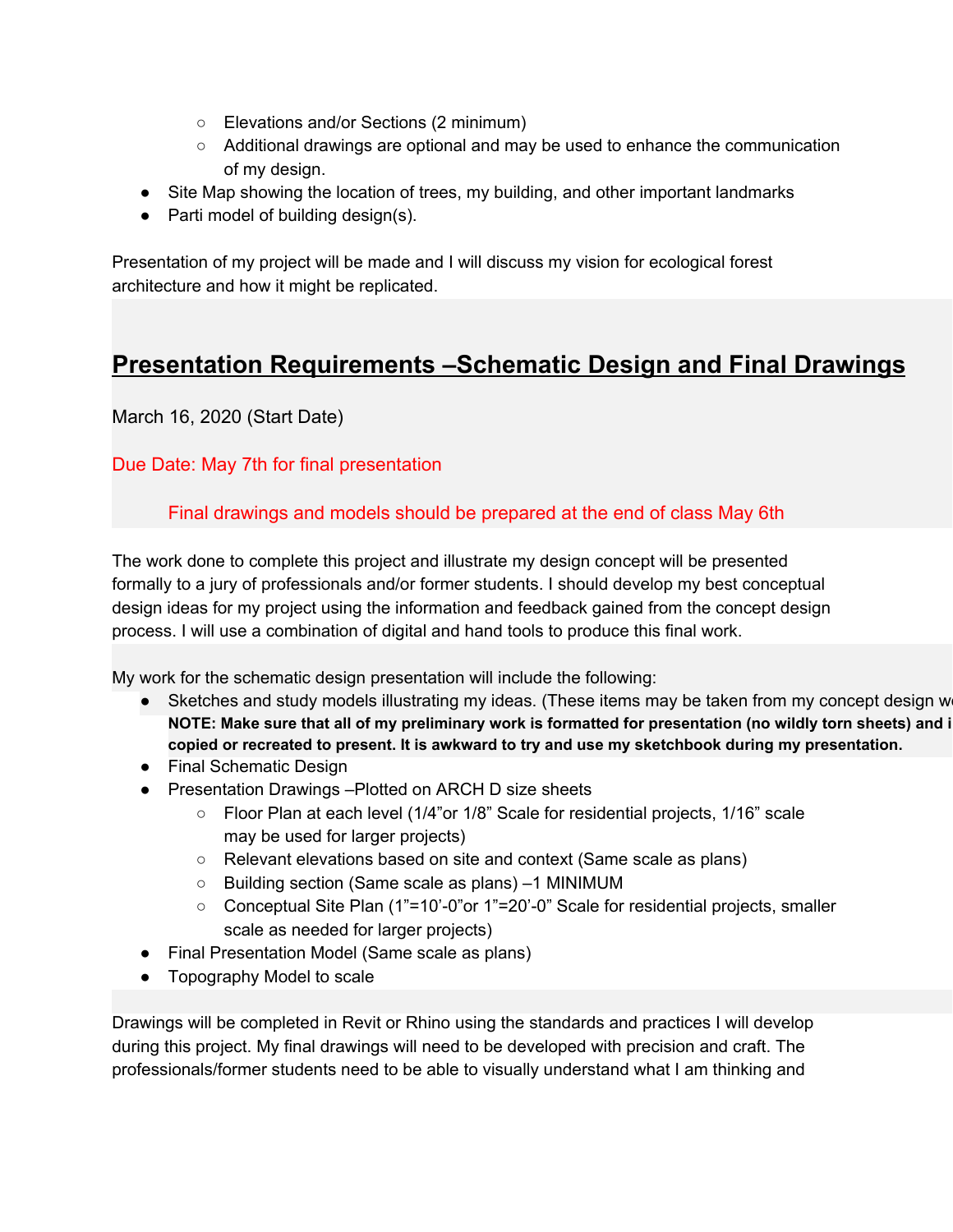- Elevations and/or Sections (2 minimum)
    - Additional drawings are optional and may be used to enhance the communication of my design.
- Site Map showing the location of trees, my building, and other important landmarks
- Parti model of building design(s).

Presentation of my project will be made and I will discuss my vision for ecological forest architecture and how it might be replicated.

## Presentation Requirements –Schematic Design and Final Drawings

March 16, 2020 (Start Date)

Due Date: May 7th for final presentation

Final drawings and models should be prepared at the end of class May 6th

The work done to complete this project and illustrate my design concept will be presented formally to a jury of professionals and/or former students. I should develop my best conceptual design ideas for my project using the information and feedback gained from the concept design process. I will use a combination of digital and hand tools to produce this final work.

My work for the schematic design presentation will include the following:

- Sketches and study models illustrating my ideas. (These items may be taken from my concept design w
  **NOTE: Make sure that all of my preliminary work is formatted for presentation (no wildly torn sheets) and i copied or recreated to present. It is awkward to try and use my sketchbook during my presentation.**
- Final Schematic Design
- Presentation Drawings –Plotted on ARCH D size sheets
    - Floor Plan at each level (1/4”or 1/8” Scale for residential projects, 1/16” scale may be used for larger projects)
    - Relevant elevations based on site and context (Same scale as plans)
    - Building section (Same scale as plans) –1 MINIMUM
    - Conceptual Site Plan (1”=10’-0”or 1”=20’-0” Scale for residential projects, smaller scale as needed for larger projects)
- Final Presentation Model (Same scale as plans)
- Topography Model to scale

Drawings will be completed in Revit or Rhino using the standards and practices I will develop during this project. My final drawings will need to be developed with precision and craft. The professionals/former students need to be able to visually understand what I am thinking and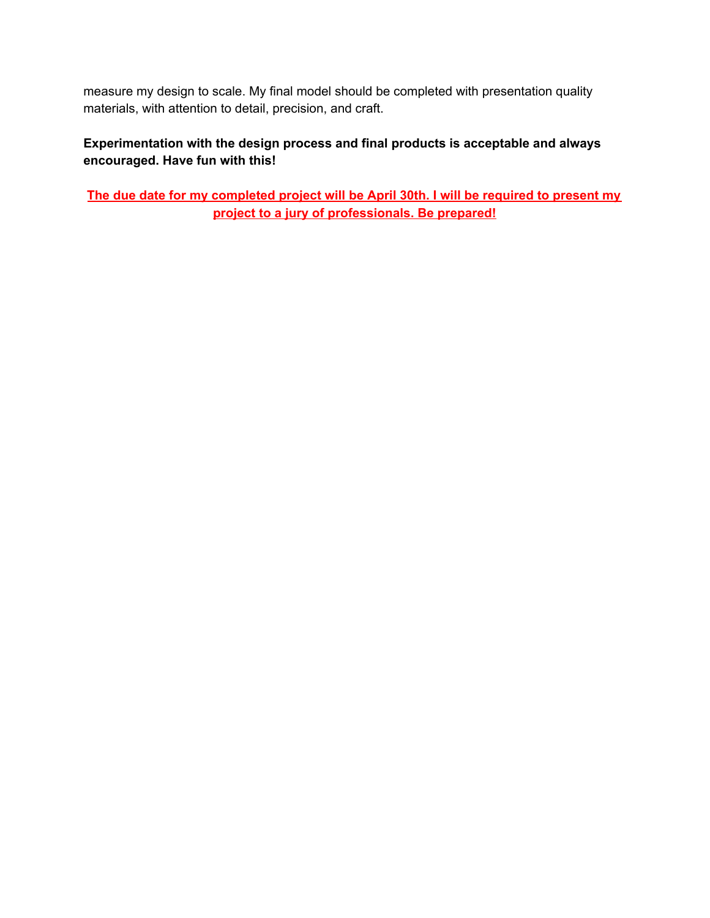measure my design to scale. My final model should be completed with presentation quality materials, with attention to detail, precision, and craft.

**Experimentation with the design process and final products is acceptable and always encouraged. Have fun with this!**

**The due date for my completed project will be April 30th. I will be required to present my project to a jury of professionals. Be prepared!**